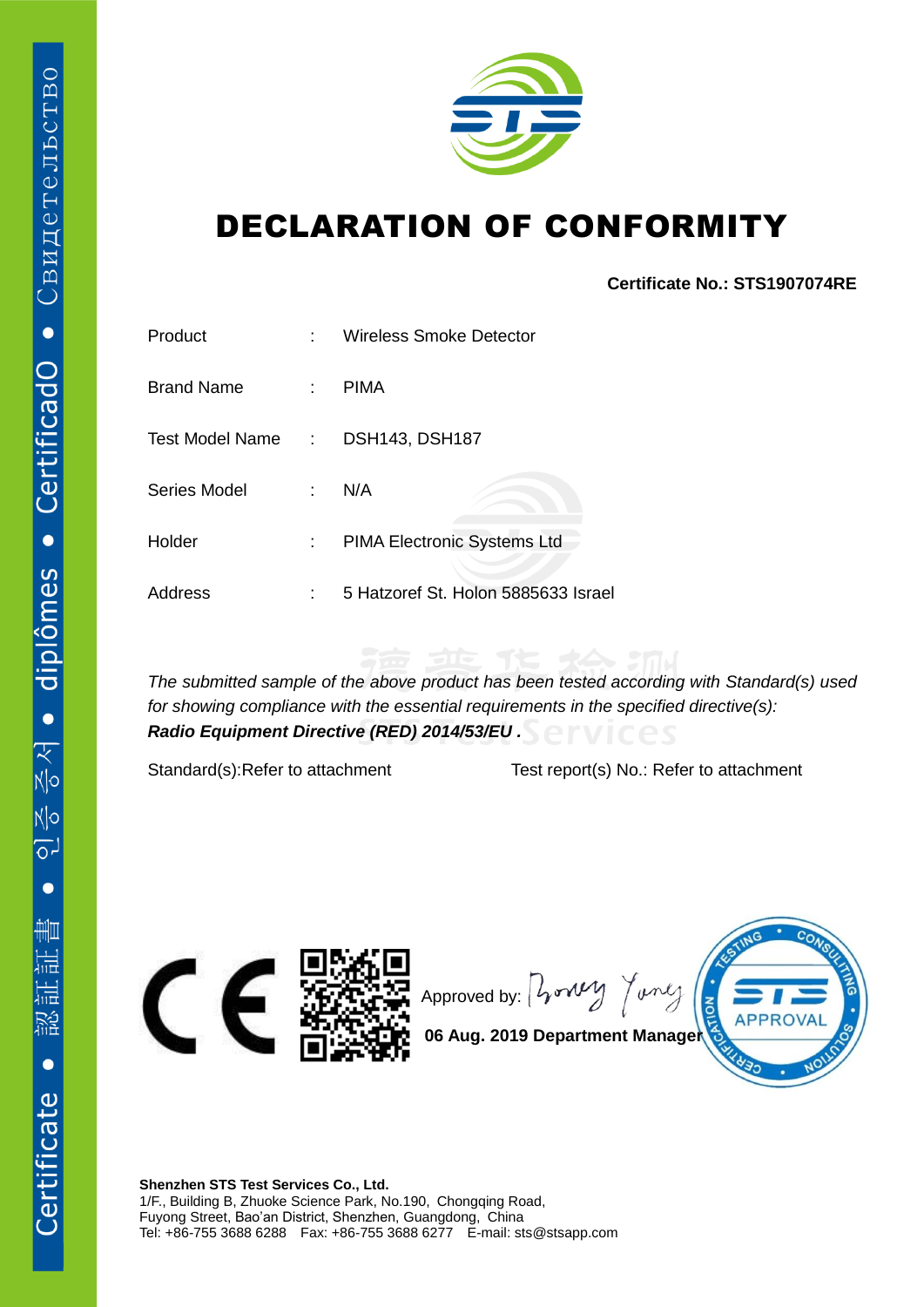# DECLARATION OF CONFORMITY

**Certificate No.: STS1907074RE**

| | | |
|---|---|---|
| Product | : | Wireless Smoke Detector |
| Brand Name | : | PIMA |
| Test Model Name | : | DSH143, DSH187 |
| Series Model | : | N/A |
| Holder | : | PIMA Electronic Systems Ltd |
| Address | : | 5 Hatzoref St. Holon 5885633 Israel |

*The submitted sample of the above product has been tested according with Standard(s) used for showing compliance with the essential requirements in the specified directive(s):*
***Radio Equipment Directive (RED) 2014/53/EU .***

Standard(s):Refer to attachment Test report(s) No.: Refer to attachment

Approved by: Honey Yang

**06 Aug. 2019 Department Manager**

**Shenzhen STS Test Services Co., Ltd.**
1/F., Building B, Zhuoke Science Park, No.190, Chongqing Road,
Fuyong Street, Bao'an District, Shenzhen, Guangdong, China
Tel: +86-755 3688 6288 Fax: +86-755 3688 6277 E-mail: sts@stsapp.com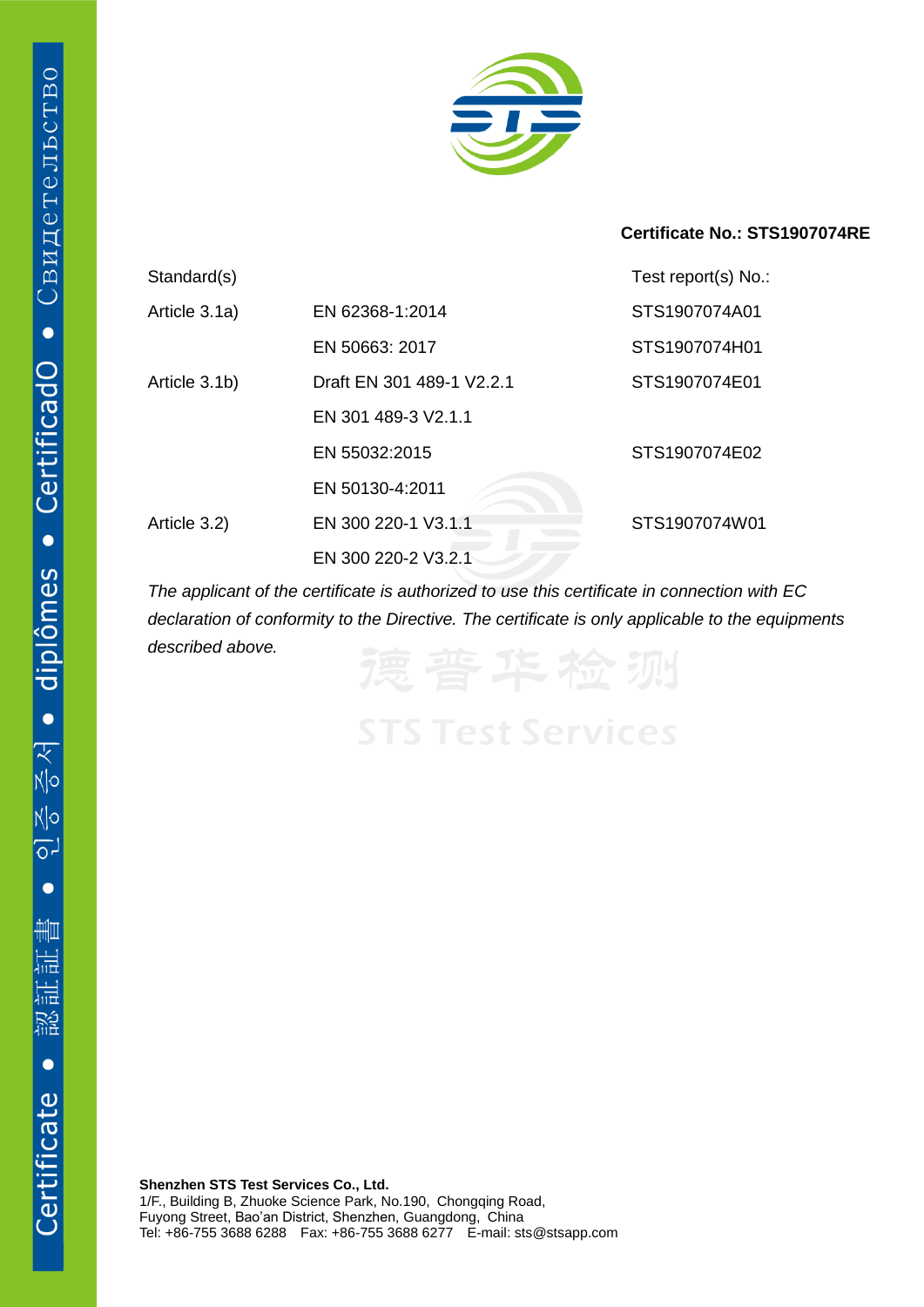**Certificate No.: STS1907074RE**

| Standard(s) | | Test report(s) No.: |
| --- | --- | --- |
| Article 3.1a) | EN 62368-1:2014 | STS1907074A01 |
| | EN 50663: 2017 | STS1907074H01 |
| Article 3.1b) | Draft EN 301 489-1 V2.2.1 | STS1907074E01 |
| | EN 301 489-3 V2.1.1 | |
| | EN 55032:2015 | STS1907074E02 |
| | EN 50130-4:2011 | |
| Article 3.2) | EN 300 220-1 V3.1.1 | STS1907074W01 |
| | EN 300 220-2 V3.2.1 | |

*The applicant of the certificate is authorized to use this certificate in connection with EC declaration of conformity to the Directive. The certificate is only applicable to the equipments described above.*

**Shenzhen STS Test Services Co., Ltd.**
1/F., Building B, Zhuoke Science Park, No.190, Chongqing Road,
Fuyong Street, Bao'an District, Shenzhen, Guangdong, China
Tel: +86-755 3688 6288 Fax: +86-755 3688 6277 E-mail: sts@stsapp.com